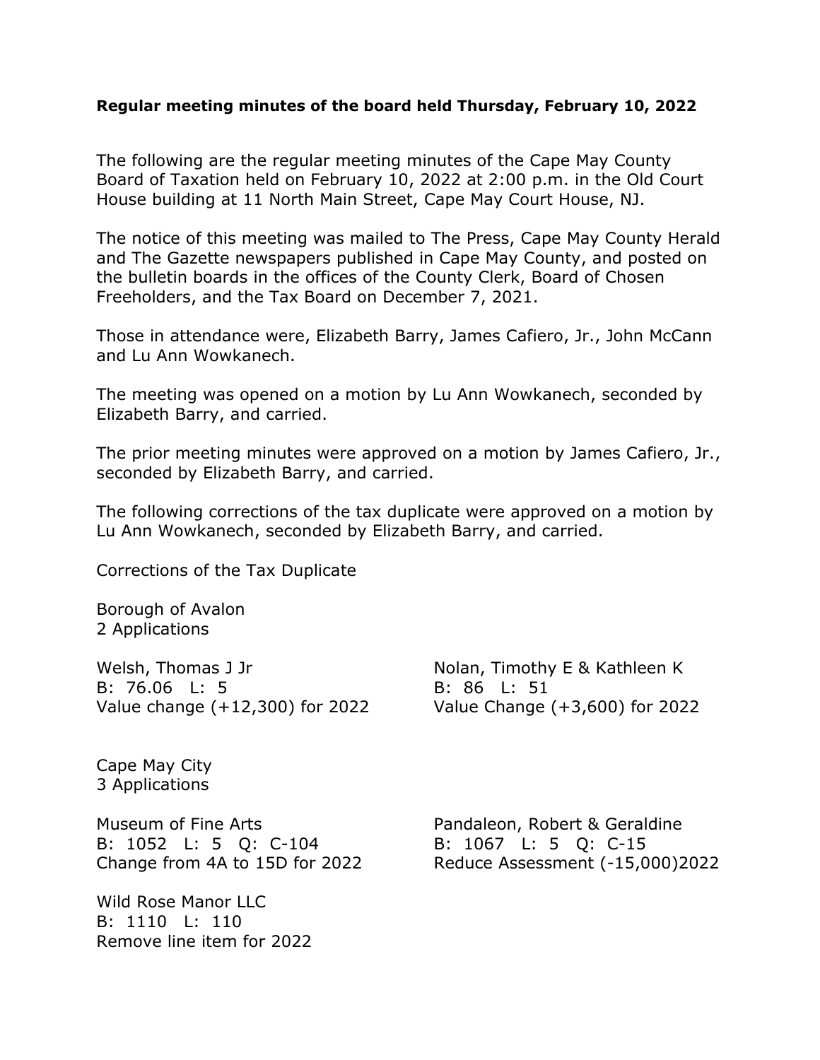**Regular meeting minutes of the board held Thursday, February 10, 2022**

The following are the regular meeting minutes of the Cape May County Board of Taxation held on February 10, 2022 at 2:00 p.m. in the Old Court House building at 11 North Main Street, Cape May Court House, NJ.

The notice of this meeting was mailed to The Press, Cape May County Herald and The Gazette newspapers published in Cape May County, and posted on the bulletin boards in the offices of the County Clerk, Board of Chosen Freeholders, and the Tax Board on December 7, 2021.

Those in attendance were, Elizabeth Barry, James Cafiero, Jr., John McCann and Lu Ann Wowkanech.

The meeting was opened on a motion by Lu Ann Wowkanech, seconded by Elizabeth Barry, and carried.

The prior meeting minutes were approved on a motion by James Cafiero, Jr., seconded by Elizabeth Barry, and carried.

The following corrections of the tax duplicate were approved on a motion by Lu Ann Wowkanech, seconded by Elizabeth Barry, and carried.

Corrections of the Tax Duplicate

Borough of Avalon
2 Applications

Welsh, Thomas J Jr
B: 76.06 L: 5
Value change (+12,300) for 2022

Nolan, Timothy E & Kathleen K
B: 86 L: 51
Value Change (+3,600) for 2022

Cape May City
3 Applications

Museum of Fine Arts
B: 1052 L: 5 Q: C-104
Change from 4A to 15D for 2022

Pandaleon, Robert & Geraldine
B: 1067 L: 5 Q: C-15
Reduce Assessment (-15,000)2022

Wild Rose Manor LLC
B: 1110 L: 110
Remove line item for 2022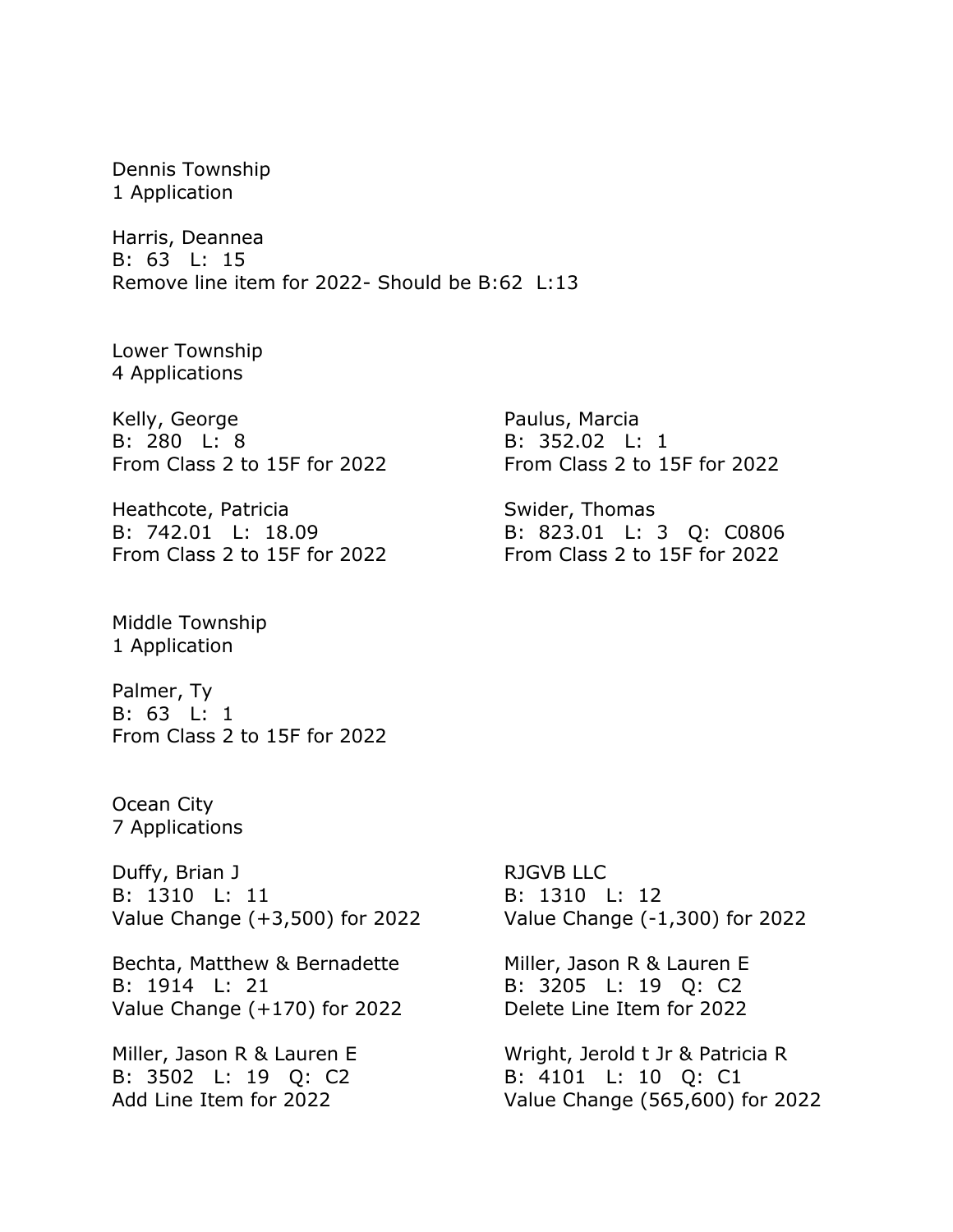Dennis Township
1 Application

Harris, Deannea
B: 63 L: 15
Remove line item for 2022- Should be B:62 L:13

Lower Township
4 Applications

Kelly, George
B: 280 L: 8
From Class 2 to 15F for 2022

Paulus, Marcia
B: 352.02 L: 1
From Class 2 to 15F for 2022

Heathcote, Patricia
B: 742.01 L: 18.09
From Class 2 to 15F for 2022

Swider, Thomas
B: 823.01 L: 3 Q: C0806
From Class 2 to 15F for 2022

Middle Township
1 Application

Palmer, Ty
B: 63 L: 1
From Class 2 to 15F for 2022

Ocean City
7 Applications

Duffy, Brian J
B: 1310 L: 11
Value Change (+3,500) for 2022

RJGVB LLC
B: 1310 L: 12
Value Change (-1,300) for 2022

Bechta, Matthew & Bernadette
B: 1914 L: 21
Value Change (+170) for 2022

Miller, Jason R & Lauren E
B: 3205 L: 19 Q: C2
Delete Line Item for 2022

Miller, Jason R & Lauren E
B: 3502 L: 19 Q: C2
Add Line Item for 2022

Wright, Jerold t Jr & Patricia R
B: 4101 L: 10 Q: C1
Value Change (565,600) for 2022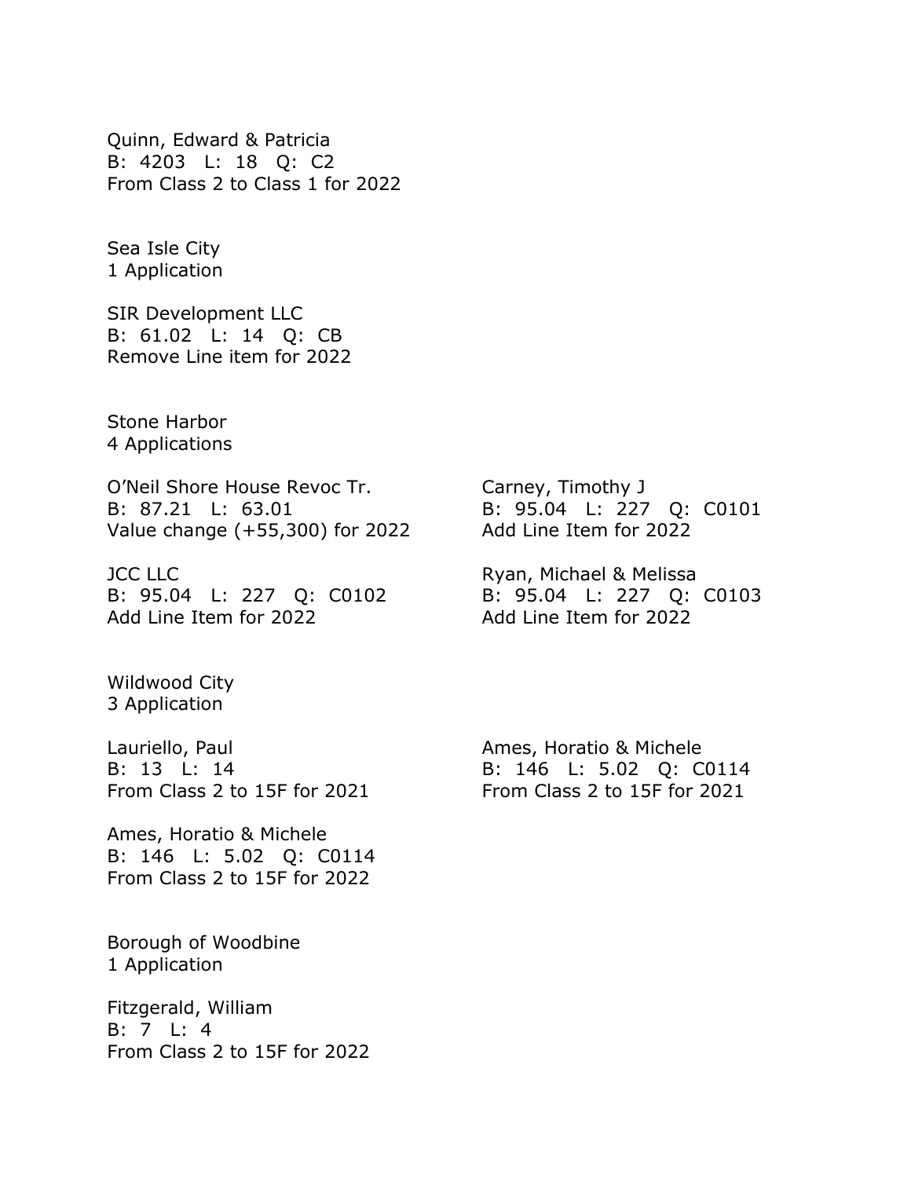Quinn, Edward & Patricia
B: 4203 L: 18 Q: C2
From Class 2 to Class 1 for 2022

Sea Isle City
1 Application

SIR Development LLC
B: 61.02 L: 14 Q: CB
Remove Line item for 2022

Stone Harbor
4 Applications

O'Neil Shore House Revoc Tr.
B: 87.21 L: 63.01
Value change (+55,300) for 2022

JCC LLC
B: 95.04 L: 227 Q: C0102
Add Line Item for 2022

Carney, Timothy J
B: 95.04 L: 227 Q: C0101
Add Line Item for 2022

Ryan, Michael & Melissa
B: 95.04 L: 227 Q: C0103
Add Line Item for 2022

Wildwood City
3 Application

Lauriello, Paul
B: 13 L: 14
From Class 2 to 15F for 2021

Ames, Horatio & Michele
B: 146 L: 5.02 Q: C0114
From Class 2 to 15F for 2022

Ames, Horatio & Michele
B: 146 L: 5.02 Q: C0114
From Class 2 to 15F for 2021

Borough of Woodbine
1 Application

Fitzgerald, William
B: 7 L: 4
From Class 2 to 15F for 2022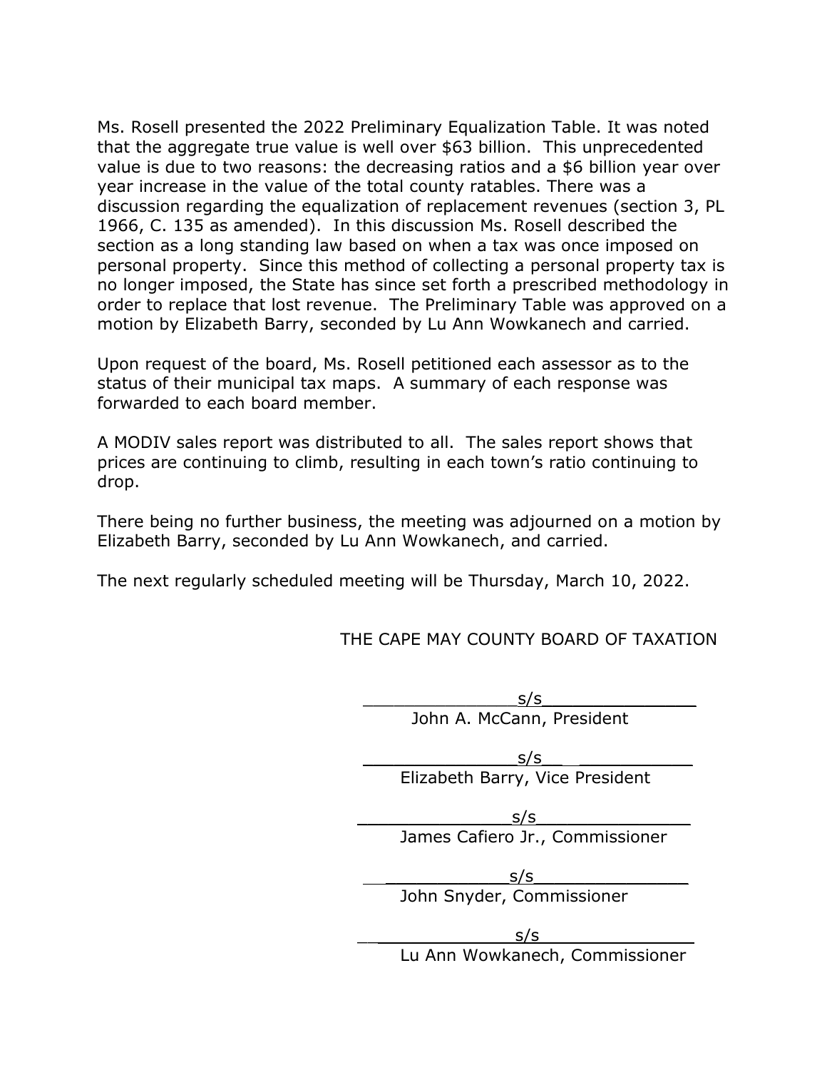Ms. Rosell presented the 2022 Preliminary Equalization Table. It was noted that the aggregate true value is well over $63 billion. This unprecedented value is due to two reasons: the decreasing ratios and a $6 billion year over year increase in the value of the total county ratables. There was a discussion regarding the equalization of replacement revenues (section 3, PL 1966, C. 135 as amended). In this discussion Ms. Rosell described the section as a long standing law based on when a tax was once imposed on personal property. Since this method of collecting a personal property tax is no longer imposed, the State has since set forth a prescribed methodology in order to replace that lost revenue. The Preliminary Table was approved on a motion by Elizabeth Barry, seconded by Lu Ann Wowkanech and carried.

Upon request of the board, Ms. Rosell petitioned each assessor as to the status of their municipal tax maps. A summary of each response was forwarded to each board member.

A MODIV sales report was distributed to all. The sales report shows that prices are continuing to climb, resulting in each town's ratio continuing to drop.

There being no further business, the meeting was adjourned on a motion by Elizabeth Barry, seconded by Lu Ann Wowkanech, and carried.

The next regularly scheduled meeting will be Thursday, March 10, 2022.

THE CAPE MAY COUNTY BOARD OF TAXATION

s/s
John A. McCann, President

s/s
Elizabeth Barry, Vice President

s/s
James Cafiero Jr., Commissioner

s/s
John Snyder, Commissioner

s/s
Lu Ann Wowkanech, Commissioner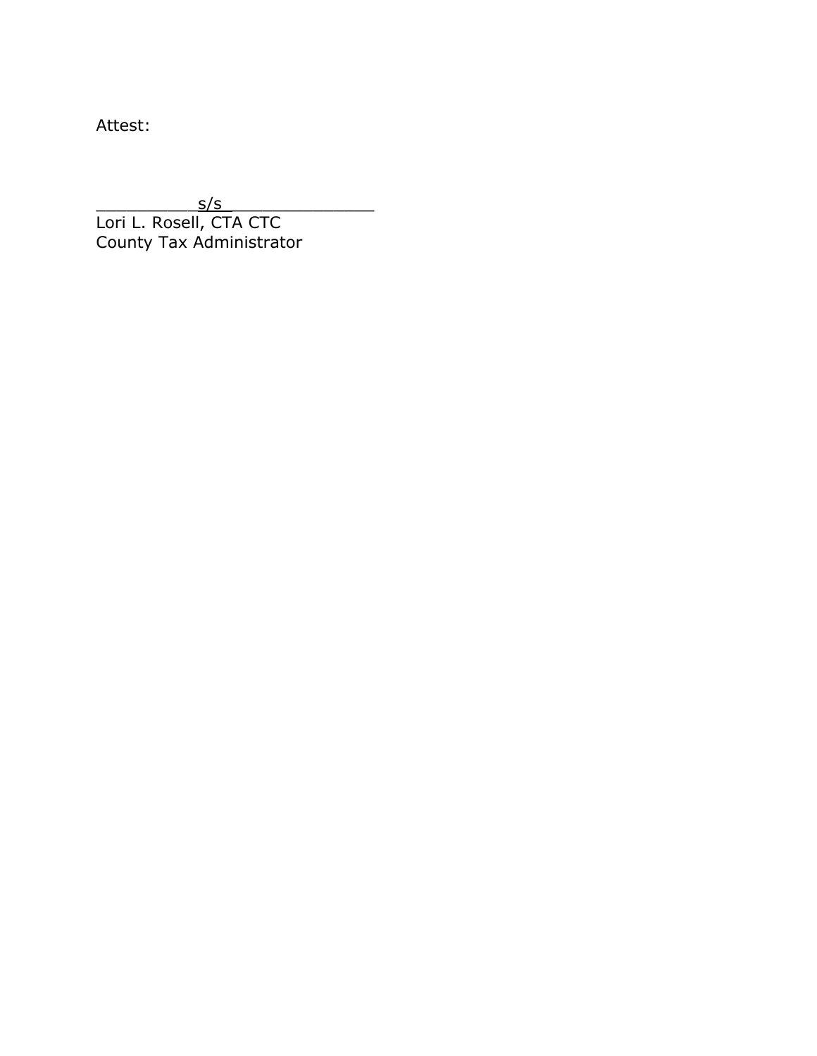Attest:

__________s/s_______________
Lori L. Rosell, CTA CTC
County Tax Administrator